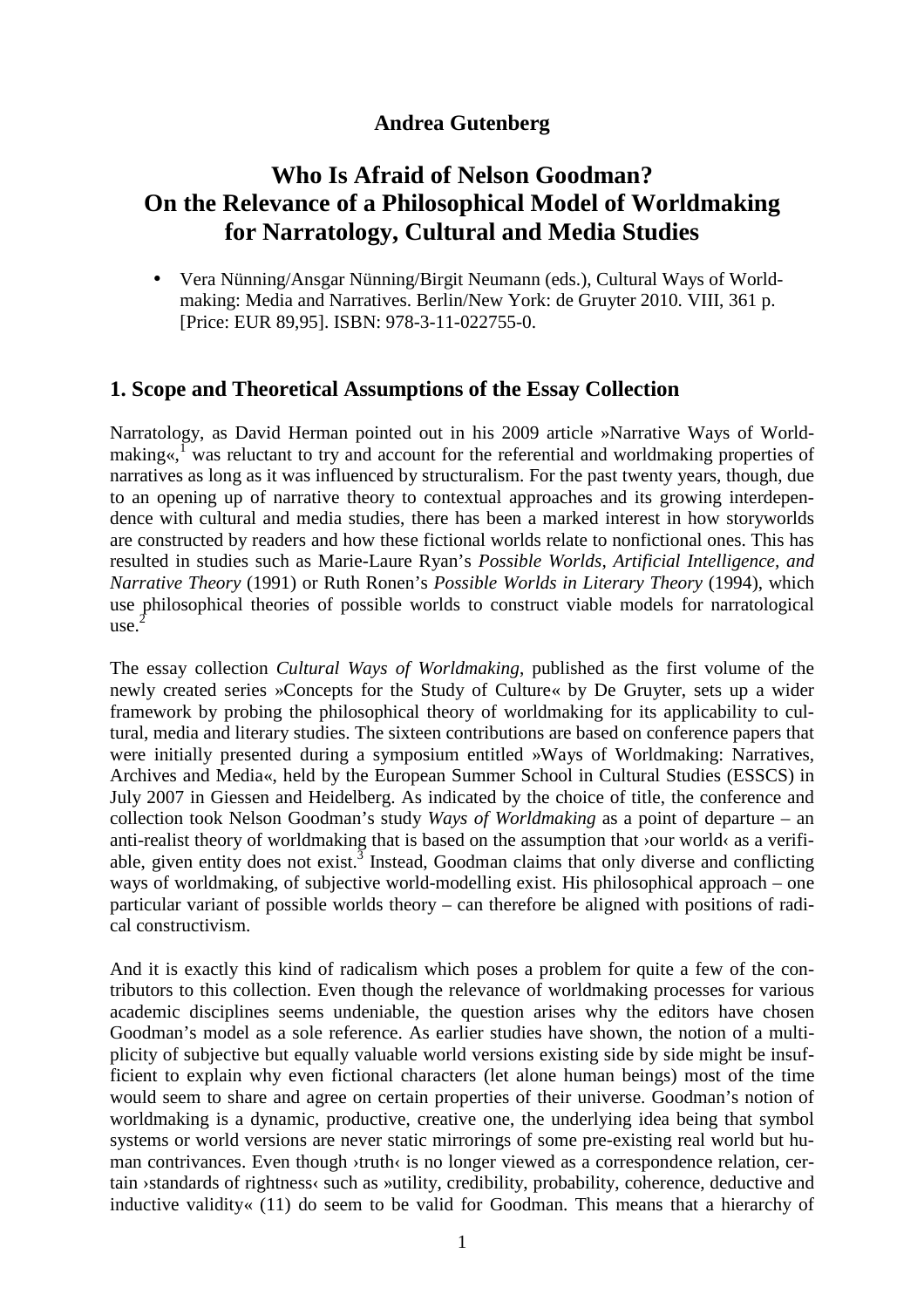**Andrea Gutenberg**

# Who Is Afraid of Nelson Goodman? On the Relevance of a Philosophical Model of Worldmaking for Narratology, Cultural and Media Studies

- Vera Nünning/Ansgar Nünning/Birgit Neumann (eds.), Cultural Ways of Worldmaking: Media and Narratives. Berlin/New York: de Gruyter 2010. VIII, 361 p. [Price: EUR 89,95]. ISBN: 978-3-11-022755-0.

## 1. Scope and Theoretical Assumptions of the Essay Collection

Narratology, as David Herman pointed out in his 2009 article »Narrative Ways of Worldmaking«,[1] was reluctant to try and account for the referential and worldmaking properties of narratives as long as it was influenced by structuralism. For the past twenty years, though, due to an opening up of narrative theory to contextual approaches and its growing interdependence with cultural and media studies, there has been a marked interest in how storyworlds are constructed by readers and how these fictional worlds relate to nonfictional ones. This has resulted in studies such as Marie-Laure Ryan's *Possible Worlds, Artificial Intelligence, and Narrative Theory* (1991) or Ruth Ronen's *Possible Worlds in Literary Theory* (1994), which use philosophical theories of possible worlds to construct viable models for narratological use.[2]

The essay collection *Cultural Ways of Worldmaking*, published as the first volume of the newly created series »Concepts for the Study of Culture« by De Gruyter, sets up a wider framework by probing the philosophical theory of worldmaking for its applicability to cultural, media and literary studies. The sixteen contributions are based on conference papers that were initially presented during a symposium entitled »Ways of Worldmaking: Narratives, Archives and Media«, held by the European Summer School in Cultural Studies (ESSCS) in July 2007 in Giessen and Heidelberg. As indicated by the choice of title, the conference and collection took Nelson Goodman's study *Ways of Worldmaking* as a point of departure – an anti-realist theory of worldmaking that is based on the assumption that ›our world‹ as a verifiable, given entity does not exist.[3] Instead, Goodman claims that only diverse and conflicting ways of worldmaking, of subjective world-modelling exist. His philosophical approach – one particular variant of possible worlds theory – can therefore be aligned with positions of radical constructivism.

And it is exactly this kind of radicalism which poses a problem for quite a few of the contributors to this collection. Even though the relevance of worldmaking processes for various academic disciplines seems undeniable, the question arises why the editors have chosen Goodman's model as a sole reference. As earlier studies have shown, the notion of a multiplicity of subjective but equally valuable world versions existing side by side might be insufficient to explain why even fictional characters (let alone human beings) most of the time would seem to share and agree on certain properties of their universe. Goodman's notion of worldmaking is a dynamic, productive, creative one, the underlying idea being that symbol systems or world versions are never static mirrorings of some pre-existing real world but human contrivances. Even though ›truth‹ is no longer viewed as a correspondence relation, certain ›standards of rightness‹ such as »utility, credibility, probability, coherence, deductive and inductive validity« (11) do seem to be valid for Goodman. This means that a hierarchy of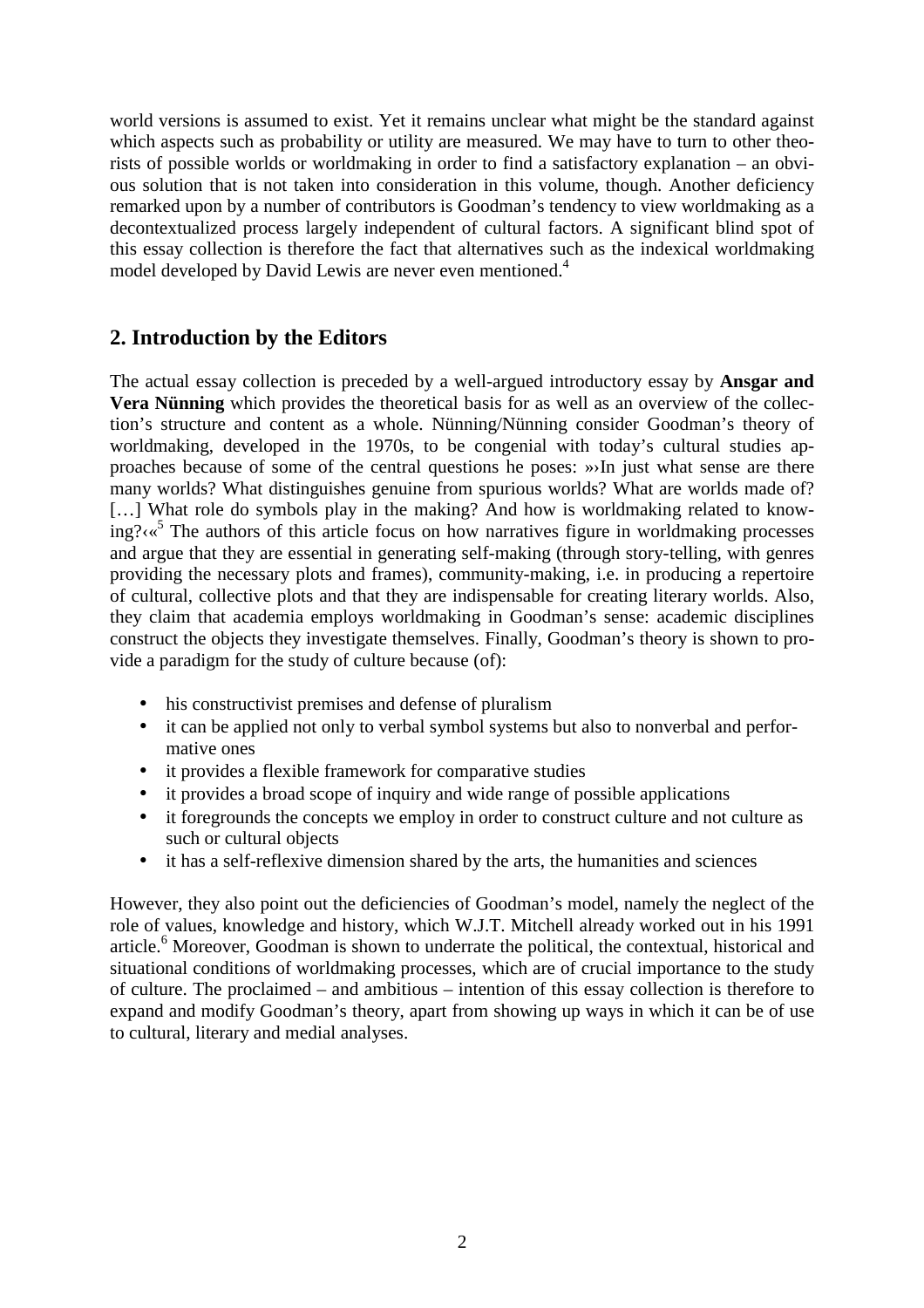world versions is assumed to exist. Yet it remains unclear what might be the standard against which aspects such as probability or utility are measured. We may have to turn to other theorists of possible worlds or worldmaking in order to find a satisfactory explanation – an obvious solution that is not taken into consideration in this volume, though. Another deficiency remarked upon by a number of contributors is Goodman's tendency to view worldmaking as a decontextualized process largely independent of cultural factors. A significant blind spot of this essay collection is therefore the fact that alternatives such as the indexical worldmaking model developed by David Lewis are never even mentioned.[4]

## 2. Introduction by the Editors

The actual essay collection is preceded by a well-argued introductory essay by **Ansgar and Vera Nünning** which provides the theoretical basis for as well as an overview of the collection's structure and content as a whole. Nünning/Nünning consider Goodman's theory of worldmaking, developed in the 1970s, to be congenial with today's cultural studies approaches because of some of the central questions he poses: »›In just what sense are there many worlds? What distinguishes genuine from spurious worlds? What are worlds made of? […] What role do symbols play in the making? And how is worldmaking related to knowing?‹«[5] The authors of this article focus on how narratives figure in worldmaking processes and argue that they are essential in generating self-making (through story-telling, with genres providing the necessary plots and frames), community-making, i.e. in producing a repertoire of cultural, collective plots and that they are indispensable for creating literary worlds. Also, they claim that academia employs worldmaking in Goodman's sense: academic disciplines construct the objects they investigate themselves. Finally, Goodman's theory is shown to provide a paradigm for the study of culture because (of):

- his constructivist premises and defense of pluralism
- it can be applied not only to verbal symbol systems but also to nonverbal and performative ones
- it provides a flexible framework for comparative studies
- it provides a broad scope of inquiry and wide range of possible applications
- it foregrounds the concepts we employ in order to construct culture and not culture as such or cultural objects
- it has a self-reflexive dimension shared by the arts, the humanities and sciences

However, they also point out the deficiencies of Goodman's model, namely the neglect of the role of values, knowledge and history, which W.J.T. Mitchell already worked out in his 1991 article.[6] Moreover, Goodman is shown to underrate the political, the contextual, historical and situational conditions of worldmaking processes, which are of crucial importance to the study of culture. The proclaimed – and ambitious – intention of this essay collection is therefore to expand and modify Goodman's theory, apart from showing up ways in which it can be of use to cultural, literary and medial analyses.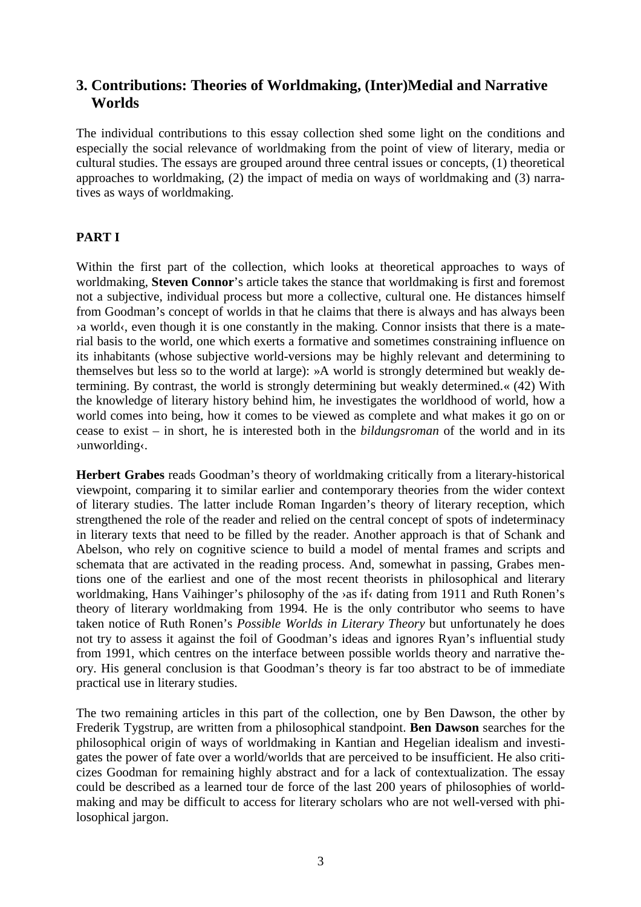## 3. Contributions: Theories of Worldmaking, (Inter)Medial and Narrative Worlds

The individual contributions to this essay collection shed some light on the conditions and especially the social relevance of worldmaking from the point of view of literary, media or cultural studies. The essays are grouped around three central issues or concepts, (1) theoretical approaches to worldmaking, (2) the impact of media on ways of worldmaking and (3) narratives as ways of worldmaking.

### PART I

Within the first part of the collection, which looks at theoretical approaches to ways of worldmaking, **Steven Connor**'s article takes the stance that worldmaking is first and foremost not a subjective, individual process but more a collective, cultural one. He distances himself from Goodman's concept of worlds in that he claims that there is always and has always been ›a world‹, even though it is one constantly in the making. Connor insists that there is a material basis to the world, one which exerts a formative and sometimes constraining influence on its inhabitants (whose subjective world-versions may be highly relevant and determining to themselves but less so to the world at large): »A world is strongly determined but weakly determining. By contrast, the world is strongly determining but weakly determined.« (42) With the knowledge of literary history behind him, he investigates the worldhood of world, how a world comes into being, how it comes to be viewed as complete and what makes it go on or cease to exist – in short, he is interested both in the *bildungsroman* of the world and in its ›unworlding‹.

**Herbert Grabes** reads Goodman's theory of worldmaking critically from a literary-historical viewpoint, comparing it to similar earlier and contemporary theories from the wider context of literary studies. The latter include Roman Ingarden's theory of literary reception, which strengthened the role of the reader and relied on the central concept of spots of indeterminacy in literary texts that need to be filled by the reader. Another approach is that of Schank and Abelson, who rely on cognitive science to build a model of mental frames and scripts and schemata that are activated in the reading process. And, somewhat in passing, Grabes mentions one of the earliest and one of the most recent theorists in philosophical and literary worldmaking, Hans Vaihinger's philosophy of the ›as if‹ dating from 1911 and Ruth Ronen's theory of literary worldmaking from 1994. He is the only contributor who seems to have taken notice of Ruth Ronen's *Possible Worlds in Literary Theory* but unfortunately he does not try to assess it against the foil of Goodman's ideas and ignores Ryan's influential study from 1991, which centres on the interface between possible worlds theory and narrative theory. His general conclusion is that Goodman's theory is far too abstract to be of immediate practical use in literary studies.

The two remaining articles in this part of the collection, one by Ben Dawson, the other by Frederik Tygstrup, are written from a philosophical standpoint. **Ben Dawson** searches for the philosophical origin of ways of worldmaking in Kantian and Hegelian idealism and investigates the power of fate over a world/worlds that are perceived to be insufficient. He also criticizes Goodman for remaining highly abstract and for a lack of contextualization. The essay could be described as a learned tour de force of the last 200 years of philosophies of worldmaking and may be difficult to access for literary scholars who are not well-versed with philosophical jargon.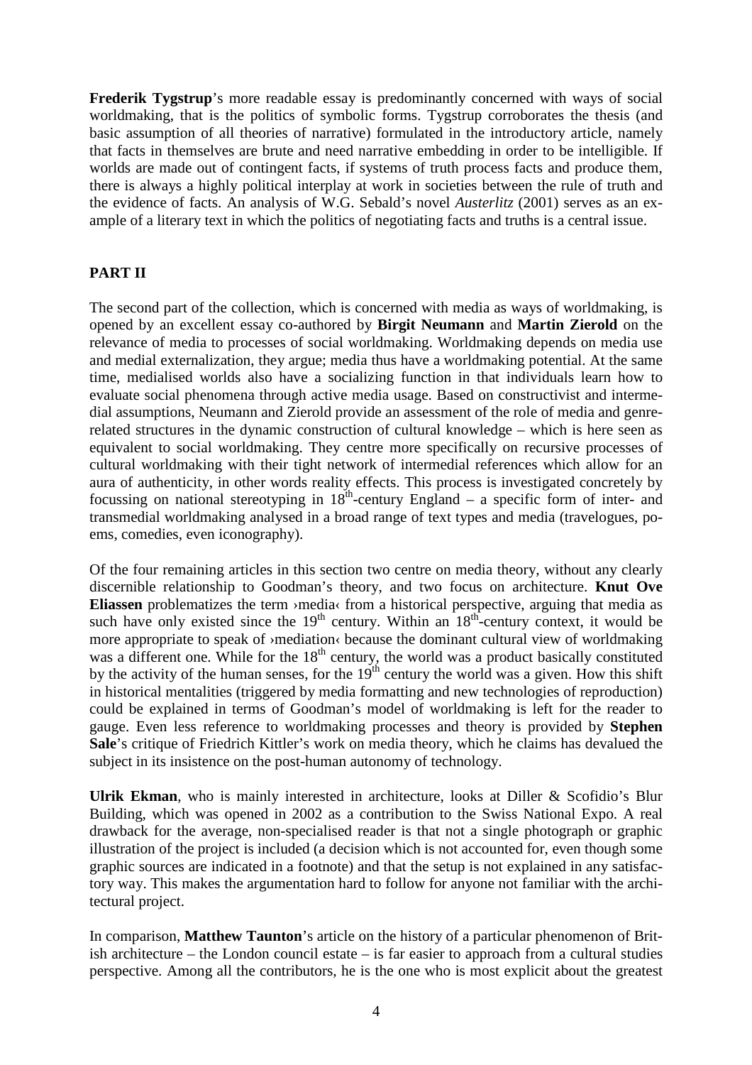**Frederik Tygstrup**'s more readable essay is predominantly concerned with ways of social worldmaking, that is the politics of symbolic forms. Tygstrup corroborates the thesis (and basic assumption of all theories of narrative) formulated in the introductory article, namely that facts in themselves are brute and need narrative embedding in order to be intelligible. If worlds are made out of contingent facts, if systems of truth process facts and produce them, there is always a highly political interplay at work in societies between the rule of truth and the evidence of facts. An analysis of W.G. Sebald's novel *Austerlitz* (2001) serves as an example of a literary text in which the politics of negotiating facts and truths is a central issue.

## PART II

The second part of the collection, which is concerned with media as ways of worldmaking, is opened by an excellent essay co-authored by **Birgit Neumann** and **Martin Zierold** on the relevance of media to processes of social worldmaking. Worldmaking depends on media use and medial externalization, they argue; media thus have a worldmaking potential. At the same time, medialised worlds also have a socializing function in that individuals learn how to evaluate social phenomena through active media usage. Based on constructivist and intermedial assumptions, Neumann and Zierold provide an assessment of the role of media and genre-related structures in the dynamic construction of cultural knowledge – which is here seen as equivalent to social worldmaking. They centre more specifically on recursive processes of cultural worldmaking with their tight network of intermedial references which allow for an aura of authenticity, in other words reality effects. This process is investigated concretely by focussing on national stereotyping in 18th-century England – a specific form of inter- and transmedial worldmaking analysed in a broad range of text types and media (travelogues, poems, comedies, even iconography).

Of the four remaining articles in this section two centre on media theory, without any clearly discernible relationship to Goodman's theory, and two focus on architecture. **Knut Ove Eliassen** problematizes the term ›media‹ from a historical perspective, arguing that media as such have only existed since the 19th century. Within an 18th-century context, it would be more appropriate to speak of ›mediation‹ because the dominant cultural view of worldmaking was a different one. While for the 18th century, the world was a product basically constituted by the activity of the human senses, for the 19th century the world was a given. How this shift in historical mentalities (triggered by media formatting and new technologies of reproduction) could be explained in terms of Goodman's model of worldmaking is left for the reader to gauge. Even less reference to worldmaking processes and theory is provided by **Stephen Sale**'s critique of Friedrich Kittler's work on media theory, which he claims has devalued the subject in its insistence on the post-human autonomy of technology.

**Ulrik Ekman**, who is mainly interested in architecture, looks at Diller & Scofidio's Blur Building, which was opened in 2002 as a contribution to the Swiss National Expo. A real drawback for the average, non-specialised reader is that not a single photograph or graphic illustration of the project is included (a decision which is not accounted for, even though some graphic sources are indicated in a footnote) and that the setup is not explained in any satisfactory way. This makes the argumentation hard to follow for anyone not familiar with the architectural project.

In comparison, **Matthew Taunton**'s article on the history of a particular phenomenon of British architecture – the London council estate – is far easier to approach from a cultural studies perspective. Among all the contributors, he is the one who is most explicit about the greatest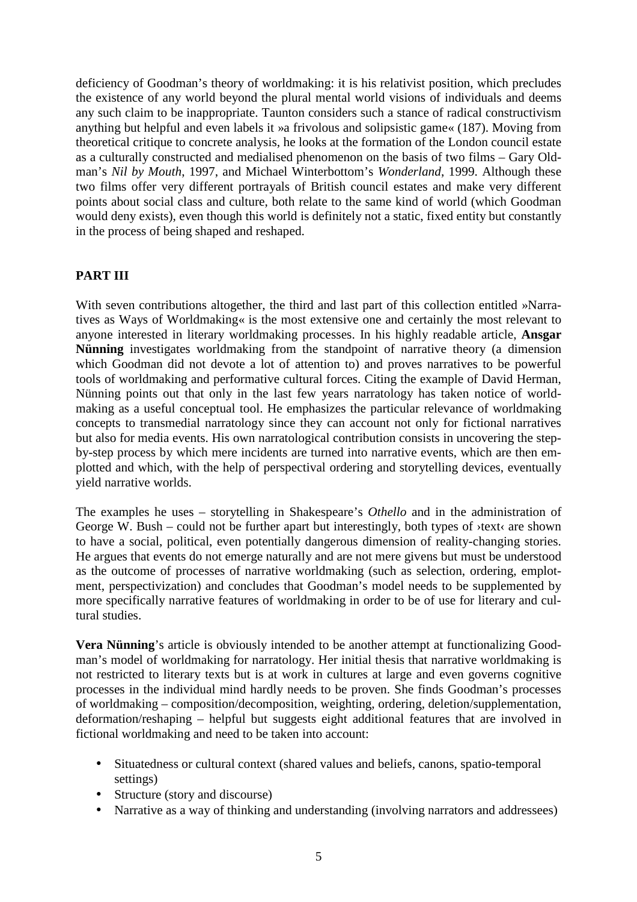deficiency of Goodman's theory of worldmaking: it is his relativist position, which precludes the existence of any world beyond the plural mental world visions of individuals and deems any such claim to be inappropriate. Taunton considers such a stance of radical constructivism anything but helpful and even labels it »a frivolous and solipsistic game« (187). Moving from theoretical critique to concrete analysis, he looks at the formation of the London council estate as a culturally constructed and medialised phenomenon on the basis of two films – Gary Oldman's *Nil by Mouth*, 1997, and Michael Winterbottom's *Wonderland*, 1999. Although these two films offer very different portrayals of British council estates and make very different points about social class and culture, both relate to the same kind of world (which Goodman would deny exists), even though this world is definitely not a static, fixed entity but constantly in the process of being shaped and reshaped.

## PART III

With seven contributions altogether, the third and last part of this collection entitled »Narratives as Ways of Worldmaking« is the most extensive one and certainly the most relevant to anyone interested in literary worldmaking processes. In his highly readable article, **Ansgar Nünning** investigates worldmaking from the standpoint of narrative theory (a dimension which Goodman did not devote a lot of attention to) and proves narratives to be powerful tools of worldmaking and performative cultural forces. Citing the example of David Herman, Nünning points out that only in the last few years narratology has taken notice of worldmaking as a useful conceptual tool. He emphasizes the particular relevance of worldmaking concepts to transmedial narratology since they can account not only for fictional narratives but also for media events. His own narratological contribution consists in uncovering the step-by-step process by which mere incidents are turned into narrative events, which are then emplotted and which, with the help of perspectival ordering and storytelling devices, eventually yield narrative worlds.

The examples he uses – storytelling in Shakespeare's *Othello* and in the administration of George W. Bush – could not be further apart but interestingly, both types of ›text‹ are shown to have a social, political, even potentially dangerous dimension of reality-changing stories. He argues that events do not emerge naturally and are not mere givens but must be understood as the outcome of processes of narrative worldmaking (such as selection, ordering, emplotment, perspectivization) and concludes that Goodman's model needs to be supplemented by more specifically narrative features of worldmaking in order to be of use for literary and cultural studies.

**Vera Nünning**'s article is obviously intended to be another attempt at functionalizing Goodman's model of worldmaking for narratology. Her initial thesis that narrative worldmaking is not restricted to literary texts but is at work in cultures at large and even governs cognitive processes in the individual mind hardly needs to be proven. She finds Goodman's processes of worldmaking – composition/decomposition, weighting, ordering, deletion/supplementation, deformation/reshaping – helpful but suggests eight additional features that are involved in fictional worldmaking and need to be taken into account:

- Situatedness or cultural context (shared values and beliefs, canons, spatio-temporal settings)
- Structure (story and discourse)
- Narrative as a way of thinking and understanding (involving narrators and addressees)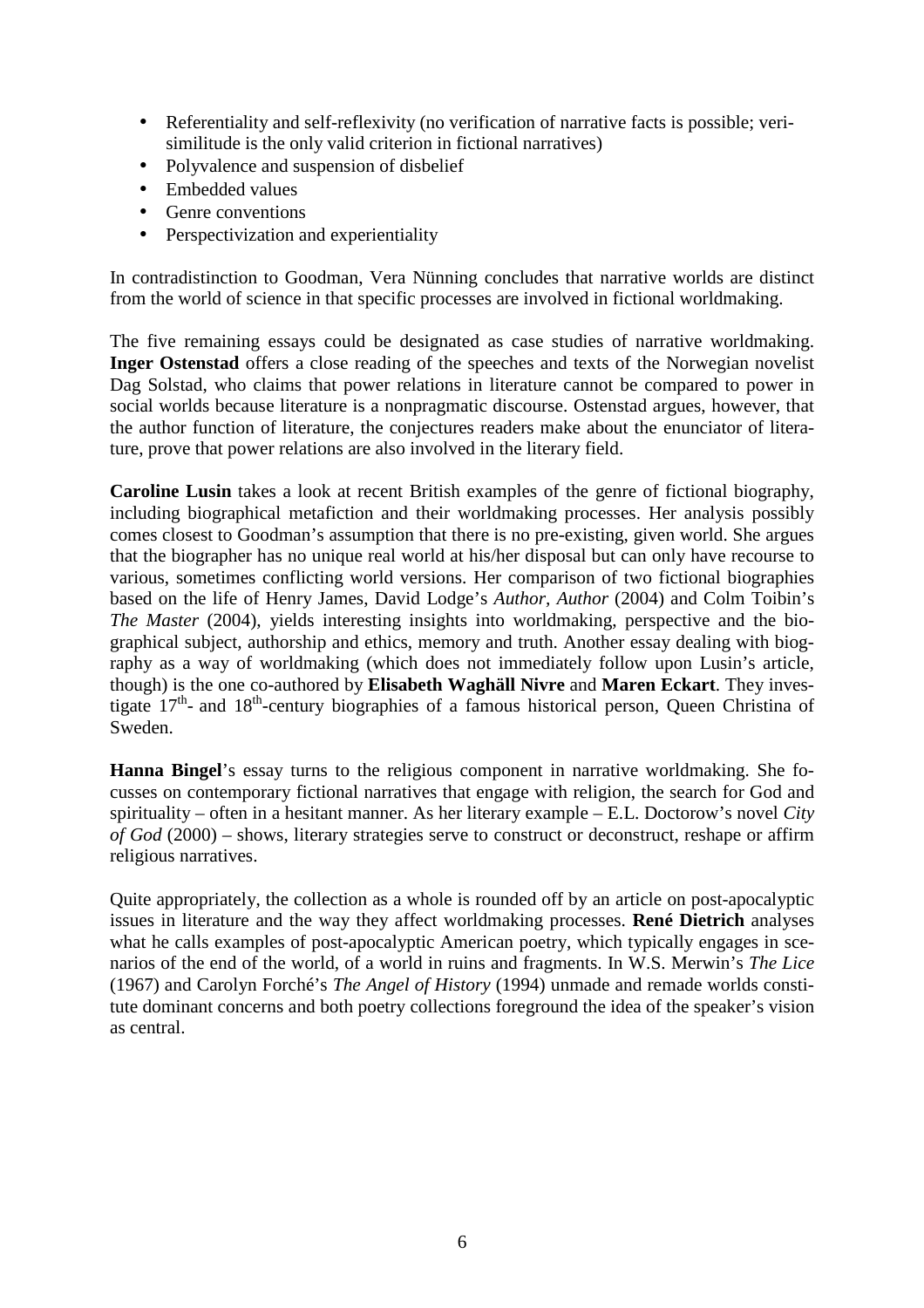- Referentiality and self-reflexivity (no verification of narrative facts is possible; verisimilitude is the only valid criterion in fictional narratives)
- Polyvalence and suspension of disbelief
- Embedded values
- Genre conventions
- Perspectivization and experientiality

In contradistinction to Goodman, Vera Nünning concludes that narrative worlds are distinct from the world of science in that specific processes are involved in fictional worldmaking.

The five remaining essays could be designated as case studies of narrative worldmaking. **Inger Ostenstad** offers a close reading of the speeches and texts of the Norwegian novelist Dag Solstad, who claims that power relations in literature cannot be compared to power in social worlds because literature is a nonpragmatic discourse. Ostenstad argues, however, that the author function of literature, the conjectures readers make about the enunciator of literature, prove that power relations are also involved in the literary field.

**Caroline Lusin** takes a look at recent British examples of the genre of fictional biography, including biographical metafiction and their worldmaking processes. Her analysis possibly comes closest to Goodman's assumption that there is no pre-existing, given world. She argues that the biographer has no unique real world at his/her disposal but can only have recourse to various, sometimes conflicting world versions. Her comparison of two fictional biographies based on the life of Henry James, David Lodge's *Author, Author* (2004) and Colm Toibin's *The Master* (2004), yields interesting insights into worldmaking, perspective and the biographical subject, authorship and ethics, memory and truth. Another essay dealing with biography as a way of worldmaking (which does not immediately follow upon Lusin's article, though) is the one co-authored by **Elisabeth Waghäll Nivre** and **Maren Eckart**. They investigate 17th- and 18th-century biographies of a famous historical person, Queen Christina of Sweden.

**Hanna Bingel**'s essay turns to the religious component in narrative worldmaking. She focusses on contemporary fictional narratives that engage with religion, the search for God and spirituality – often in a hesitant manner. As her literary example – E.L. Doctorow's novel *City of God* (2000) – shows, literary strategies serve to construct or deconstruct, reshape or affirm religious narratives.

Quite appropriately, the collection as a whole is rounded off by an article on post-apocalyptic issues in literature and the way they affect worldmaking processes. **René Dietrich** analyses what he calls examples of post-apocalyptic American poetry, which typically engages in scenarios of the end of the world, of a world in ruins and fragments. In W.S. Merwin's *The Lice* (1967) and Carolyn Forché's *The Angel of History* (1994) unmade and remade worlds constitute dominant concerns and both poetry collections foreground the idea of the speaker's vision as central.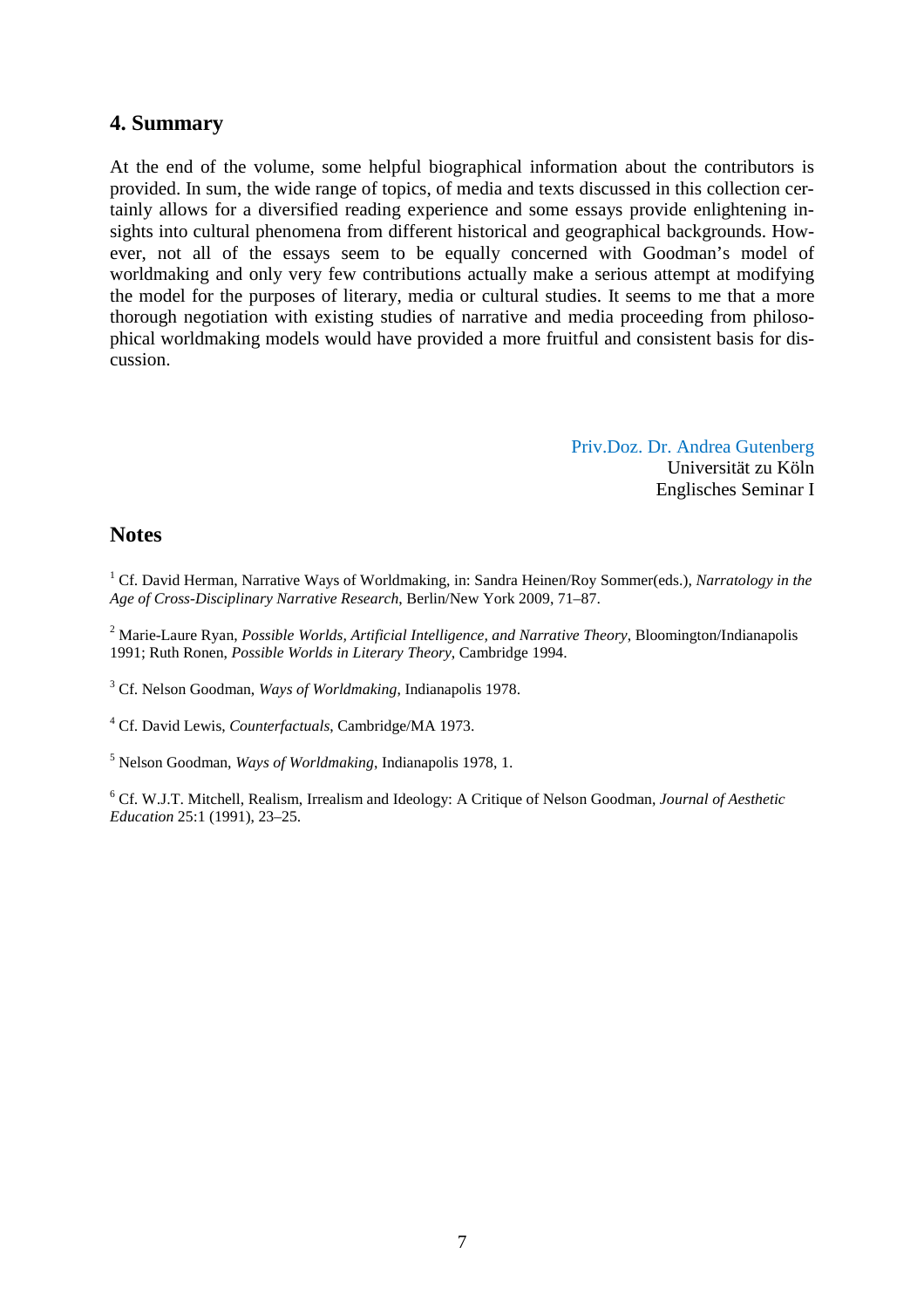## 4. Summary

At the end of the volume, some helpful biographical information about the contributors is provided. In sum, the wide range of topics, of media and texts discussed in this collection certainly allows for a diversified reading experience and some essays provide enlightening insights into cultural phenomena from different historical and geographical backgrounds. However, not all of the essays seem to be equally concerned with Goodman's model of worldmaking and only very few contributions actually make a serious attempt at modifying the model for the purposes of literary, media or cultural studies. It seems to me that a more thorough negotiation with existing studies of narrative and media proceeding from philosophical worldmaking models would have provided a more fruitful and consistent basis for discussion.

Priv.Doz. Dr. Andrea Gutenberg
Universität zu Köln
Englisches Seminar I

## Notes

[1] Cf. David Herman, Narrative Ways of Worldmaking, in: Sandra Heinen/Roy Sommer(eds.), *Narratology in the Age of Cross-Disciplinary Narrative Research*, Berlin/New York 2009, 71–87.

[2] Marie-Laure Ryan, *Possible Worlds, Artificial Intelligence, and Narrative Theory*, Bloomington/Indianapolis 1991; Ruth Ronen, *Possible Worlds in Literary Theory*, Cambridge 1994.

[3] Cf. Nelson Goodman, *Ways of Worldmaking*, Indianapolis 1978.

[4] Cf. David Lewis, *Counterfactuals*, Cambridge/MA 1973.

[5] Nelson Goodman, *Ways of Worldmaking*, Indianapolis 1978, 1.

[6] Cf. W.J.T. Mitchell, Realism, Irrealism and Ideology: A Critique of Nelson Goodman, *Journal of Aesthetic Education* 25:1 (1991), 23–25.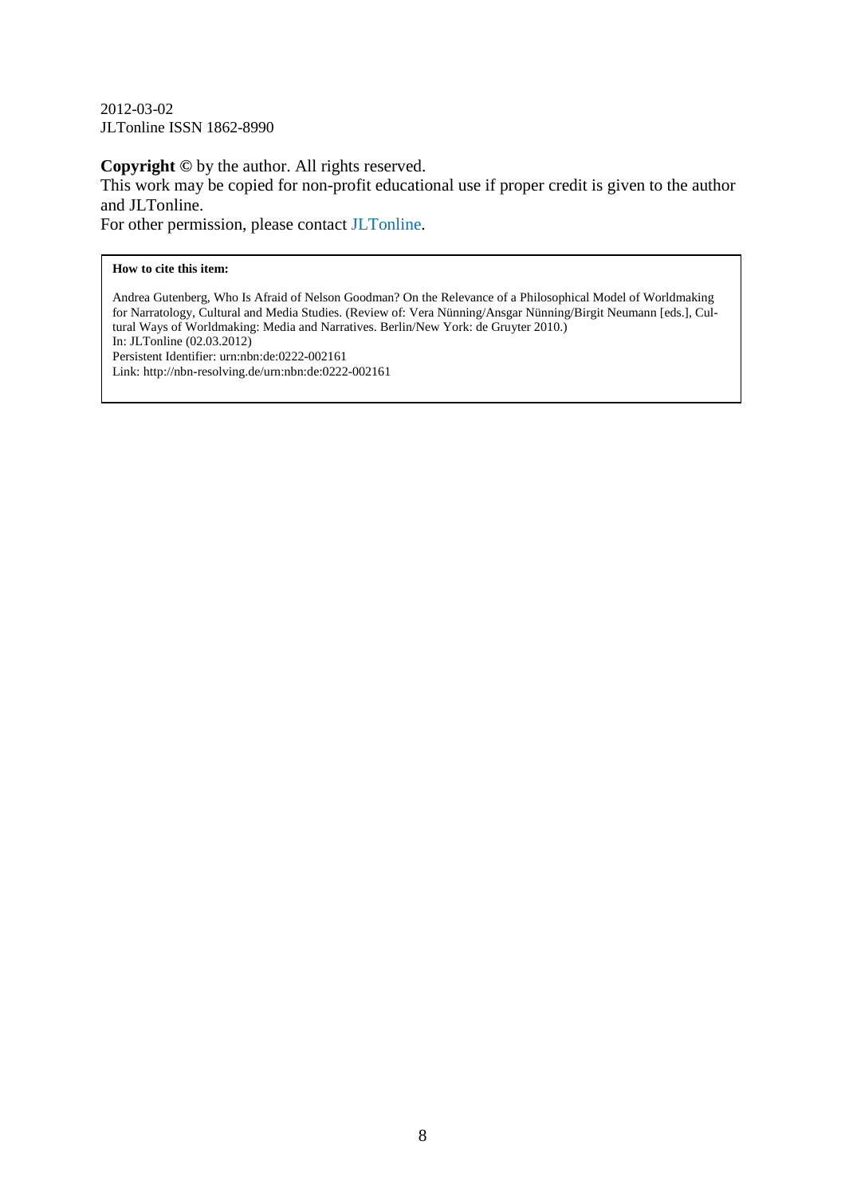2012-03-02
JLTonline ISSN 1862-8990

**Copyright ©** by the author. All rights reserved.
This work may be copied for non-profit educational use if proper credit is given to the author and JLTonline.
For other permission, please contact JLTonline.

**How to cite this item:**

Andrea Gutenberg, Who Is Afraid of Nelson Goodman? On the Relevance of a Philosophical Model of Worldmaking for Narratology, Cultural and Media Studies. (Review of: Vera Nünning/Ansgar Nünning/Birgit Neumann [eds.], Cultural Ways of Worldmaking: Media and Narratives. Berlin/New York: de Gruyter 2010.)
In: JLTonline (02.03.2012)
Persistent Identifier: urn:nbn:de:0222-002161
Link: http://nbn-resolving.de/urn:nbn:de:0222-002161